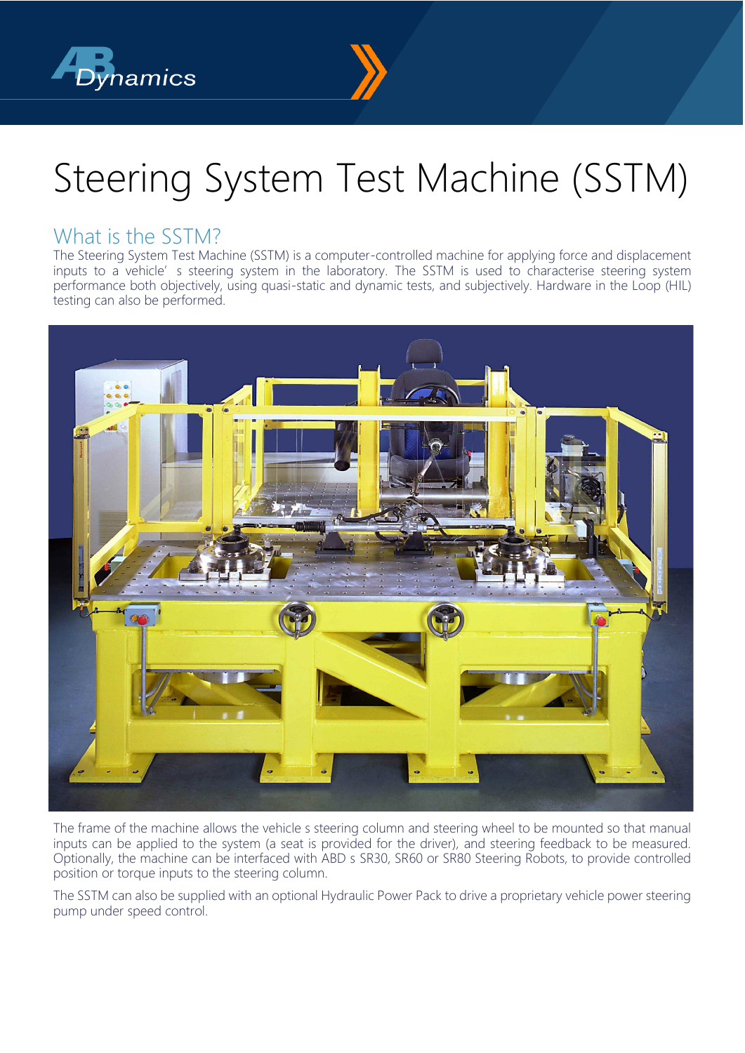# Steering System Test Machine (SSTM)

## What is the SSTM?

The Steering System Test Machine (SSTM) is a computer-controlled machine for applying force and displacement inputs to a vehicle' s steering system in the laboratory. The SSTM is used to characterise steering system performance both objectively, using quasi-static and dynamic tests, and subjectively. Hardware in the Loop (HIL) testing can also be performed.

The frame of the machine allows the vehicle s steering column and steering wheel to be mounted so that manual inputs can be applied to the system (a seat is provided for the driver), and steering feedback to be measured. Optionally, the machine can be interfaced with ABD s SR30, SR60 or SR80 Steering Robots, to provide controlled position or torque inputs to the steering column.

The SSTM can also be supplied with an optional Hydraulic Power Pack to drive a proprietary vehicle power steering pump under speed control.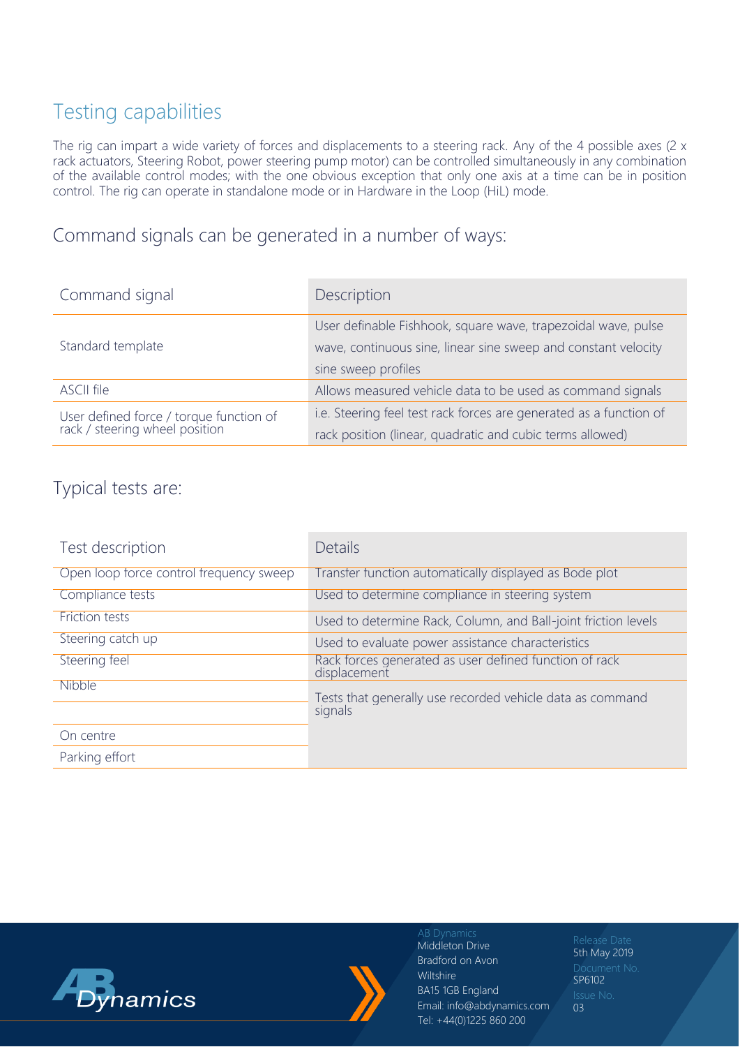## Testing capabilities

The rig can impart a wide variety of forces and displacements to a steering rack. Any of the 4 possible axes (2 x rack actuators, Steering Robot, power steering pump motor) can be controlled simultaneously in any combination of the available control modes; with the one obvious exception that only one axis at a time can be in position control. The rig can operate in standalone mode or in Hardware in the Loop (HiL) mode.

### Command signals can be generated in a number of ways:

| Command signal | Description |
| --- | --- |
| Standard template | User definable Fishhook, square wave, trapezoidal wave, pulse wave, continuous sine, linear sine sweep and constant velocity sine sweep profiles |
| ASCII file | Allows measured vehicle data to be used as command signals |
| User defined force / torque function of rack / steering wheel position | i.e. Steering feel test rack forces are generated as a function of rack position (linear, quadratic and cubic terms allowed) |

### Typical tests are:

| Test description | Details |
| --- | --- |
| Open loop force control frequency sweep | Transfer function automatically displayed as Bode plot |
| Compliance tests | Used to determine compliance in steering system |
| Friction tests | Used to determine Rack, Column, and Ball-joint friction levels |
| Steering catch up | Used to evaluate power assistance characteristics |
| Steering feel | Rack forces generated as user defined function of rack displacement |
| Nibble | Tests that generally use recorded vehicle data as command signals |
| | |
| On centre | |
| Parking effort | |

AB Dynamics
Middleton Drive
Bradford on Avon
Wiltshire
BA15 1GB England
Email: info@abdynamics.com
Tel: +44(0)1225 860 200

Release Date
5th May 2019
Document No.
SP6102
Issue No.
03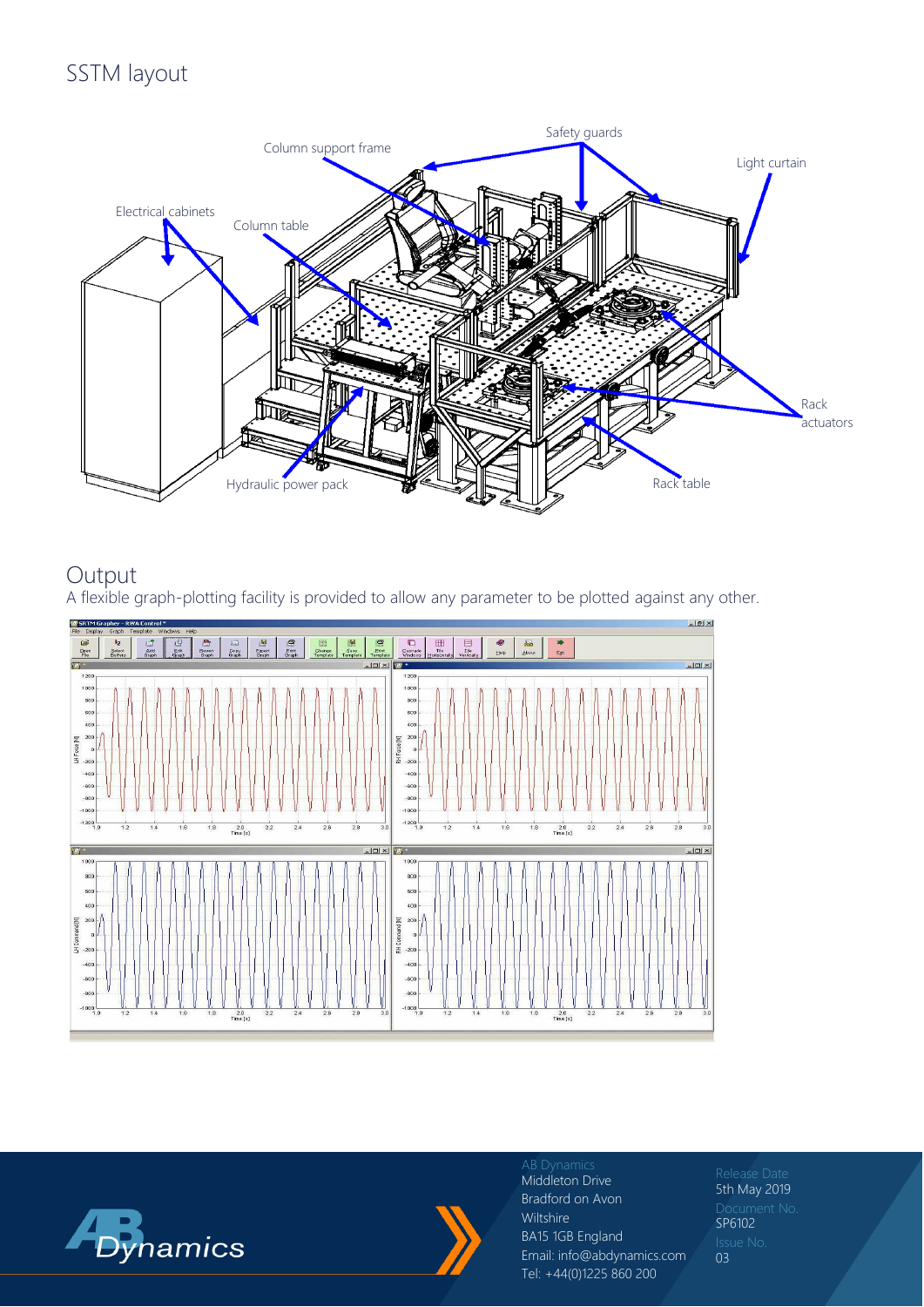## SSTM layout

Column support frame

Safety guards

Light curtain

Electrical cabinets

Column table

Rack actuators

Hydraulic power pack

Rack table

## Output

A flexible graph-plotting facility is provided to allow any parameter to be plotted against any other.

AB Dynamics
Middleton Drive
Bradford on Avon
Wiltshire
BA15 1GB England
Email: info@abdynamics.com
Tel: +44(0)1225 860 200

Release Date
5th May 2019

Document No.
SP6102

Issue No.
03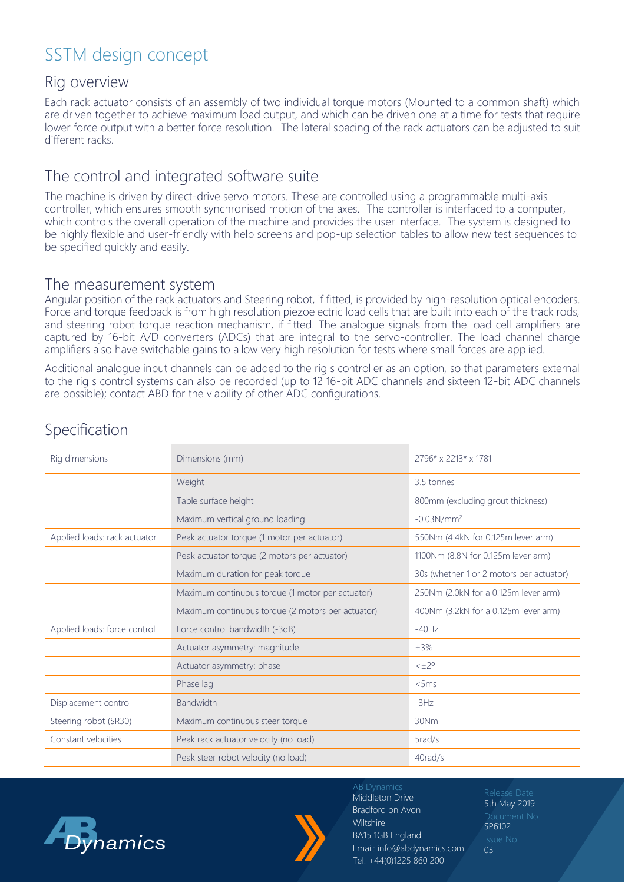# SSTM design concept

## Rig overview

Each rack actuator consists of an assembly of two individual torque motors (Mounted to a common shaft) which are driven together to achieve maximum load output, and which can be driven one at a time for tests that require lower force output with a better force resolution. The lateral spacing of the rack actuators can be adjusted to suit different racks.

## The control and integrated software suite

The machine is driven by direct-drive servo motors. These are controlled using a programmable multi-axis controller, which ensures smooth synchronised motion of the axes. The controller is interfaced to a computer, which controls the overall operation of the machine and provides the user interface. The system is designed to be highly flexible and user-friendly with help screens and pop-up selection tables to allow new test sequences to be specified quickly and easily.

## The measurement system

Angular position of the rack actuators and Steering robot, if fitted, is provided by high-resolution optical encoders. Force and torque feedback is from high resolution piezoelectric load cells that are built into each of the track rods, and steering robot torque reaction mechanism, if fitted. The analogue signals from the load cell amplifiers are captured by 16-bit A/D converters (ADCs) that are integral to the servo-controller. The load channel charge amplifiers also have switchable gains to allow very high resolution for tests where small forces are applied.

Additional analogue input channels can be added to the rig s controller as an option, so that parameters external to the rig s control systems can also be recorded (up to 12 16-bit ADC channels and sixteen 12-bit ADC channels are possible); contact ABD for the viability of other ADC configurations.

# Specification

| | | |
|---|---|---|
| Rig dimensions | Dimensions (mm) | 2796* x 2213* x 1781 |
| | Weight | 3.5 tonnes |
| | Table surface height | 800mm (excluding grout thickness) |
| | Maximum vertical ground loading | ~0.03N/mm$^2$ |
| Applied loads: rack actuator | Peak actuator torque (1 motor per actuator) | 550Nm (4.4kN for 0.125m lever arm) |
| | Peak actuator torque (2 motors per actuator) | 1100Nm (8.8N for 0.125m lever arm) |
| | Maximum duration for peak torque | 30s (whether 1 or 2 motors per actuator) |
| | Maximum continuous torque (1 motor per actuator) | 250Nm (2.0kN for a 0.125m lever arm) |
| | Maximum continuous torque (2 motors per actuator) | 400Nm (3.2kN for a 0.125m lever arm) |
| Applied loads: force control | Force control bandwidth (-3dB) | ~40Hz |
| | Actuator asymmetry: magnitude | ±3% |
| | Actuator asymmetry: phase | <±2º |
| | Phase lag | <5ms |
| Displacement control | Bandwidth | ~3Hz |
| Steering robot (SR30) | Maximum continuous steer torque | 30Nm |
| Constant velocities | Peak rack actuator velocity (no load) | 5rad/s |
| | Peak steer robot velocity (no load) | 40rad/s |

AB Dynamics
Middleton Drive
Bradford on Avon
Wiltshire
BA15 1GB England
Email: info@abdynamics.com
Tel: +44(0)1225 860 200

Release Date
5th May 2019
Document No.
SP6102
Issue No.
03